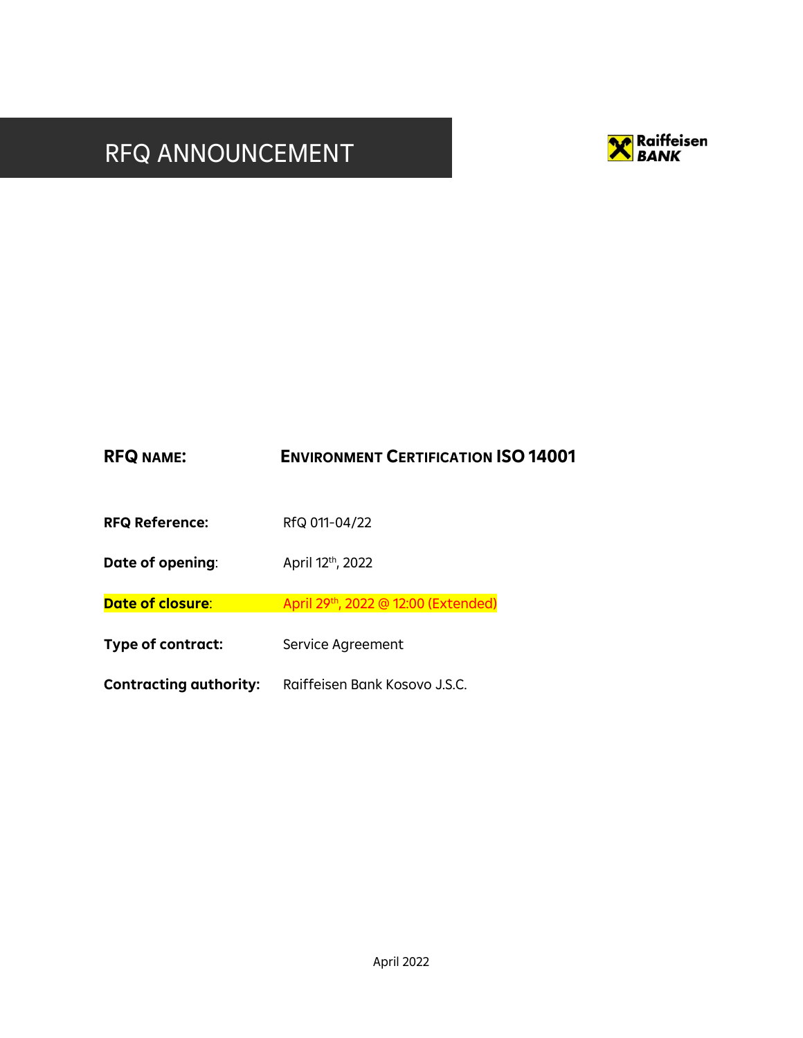# RFQ ANNOUNCEMENT

Raiffeisen BANK

**RFQ NAME:** **ENVIRONMENT CERTIFICATION ISO 14001**

**RFQ Reference:** RfQ 011-04/22

**Date of opening**: April 12th, 2022

**Date of closure**: April 29th, 2022 @ 12:00 (Extended)

**Type of contract:** Service Agreement

**Contracting authority:** Raiffeisen Bank Kosovo J.S.C.

April 2022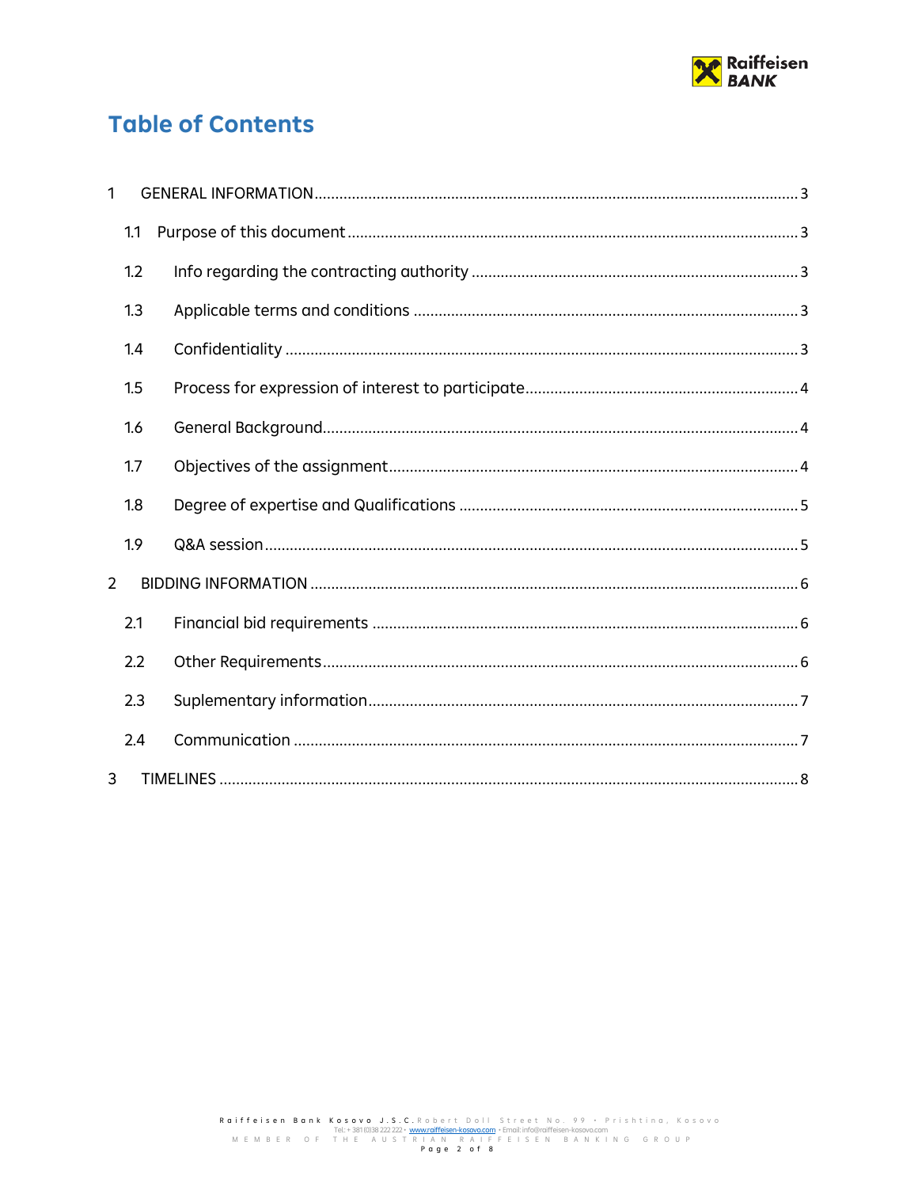# Table of Contents

- 1 GENERAL INFORMATION ........ 3
  - 1.1 Purpose of this document ........ 3
  - 1.2 Info regarding the contracting authority ........ 3
  - 1.3 Applicable terms and conditions ........ 3
  - 1.4 Confidentiality ........ 3
  - 1.5 Process for expression of interest to participate ........ 4
  - 1.6 General Background ........ 4
  - 1.7 Objectives of the assignment ........ 4
  - 1.8 Degree of expertise and Qualifications ........ 5
  - 1.9 Q&A session ........ 5
- 2 BIDDING INFORMATION ........ 6
  - 2.1 Financial bid requirements ........ 6
  - 2.2 Other Requirements ........ 6
  - 2.3 Suplementary information ........ 7
  - 2.4 Communication ........ 7
- 3 TIMELINES ........ 8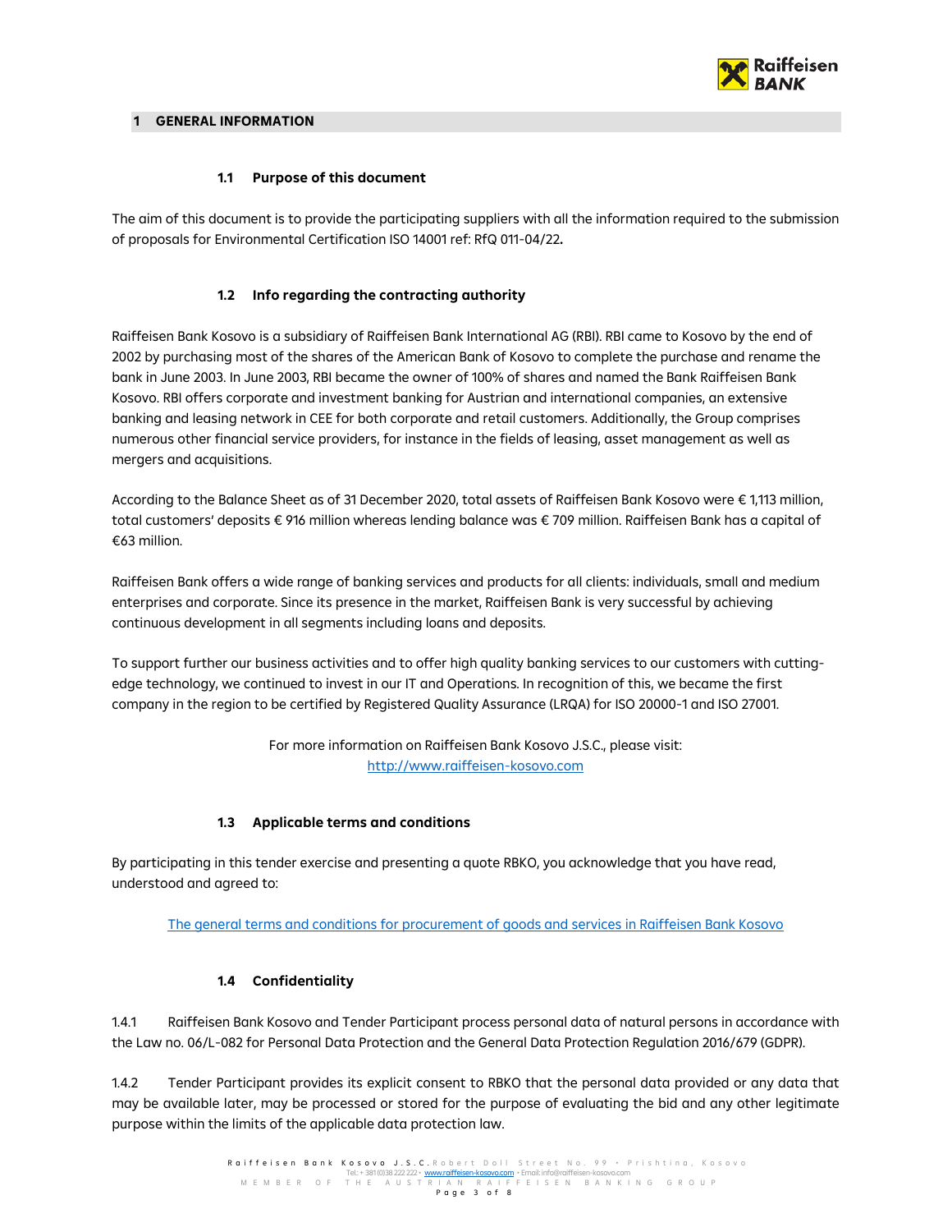## 1 GENERAL INFORMATION

### 1.1 Purpose of this document

The aim of this document is to provide the participating suppliers with all the information required to the submission of proposals for Environmental Certification ISO 14001 ref: RfQ 011-04/22**.**

### 1.2 Info regarding the contracting authority

Raiffeisen Bank Kosovo is a subsidiary of Raiffeisen Bank International AG (RBI). RBI came to Kosovo by the end of 2002 by purchasing most of the shares of the American Bank of Kosovo to complete the purchase and rename the bank in June 2003. In June 2003, RBI became the owner of 100% of shares and named the Bank Raiffeisen Bank Kosovo. RBI offers corporate and investment banking for Austrian and international companies, an extensive banking and leasing network in CEE for both corporate and retail customers. Additionally, the Group comprises numerous other financial service providers, for instance in the fields of leasing, asset management as well as mergers and acquisitions.

According to the Balance Sheet as of 31 December 2020, total assets of Raiffeisen Bank Kosovo were € 1,113 million, total customers' deposits € 916 million whereas lending balance was € 709 million. Raiffeisen Bank has a capital of €63 million.

Raiffeisen Bank offers a wide range of banking services and products for all clients: individuals, small and medium enterprises and corporate. Since its presence in the market, Raiffeisen Bank is very successful by achieving continuous development in all segments including loans and deposits.

To support further our business activities and to offer high quality banking services to our customers with cutting-edge technology, we continued to invest in our IT and Operations. In recognition of this, we became the first company in the region to be certified by Registered Quality Assurance (LRQA) for ISO 20000-1 and ISO 27001.

For more information on Raiffeisen Bank Kosovo J.S.C., please visit:
http://www.raiffeisen-kosovo.com

### 1.3 Applicable terms and conditions

By participating in this tender exercise and presenting a quote RBKO, you acknowledge that you have read, understood and agreed to:

The general terms and conditions for procurement of goods and services in Raiffeisen Bank Kosovo

### 1.4 Confidentiality

1.4.1 Raiffeisen Bank Kosovo and Tender Participant process personal data of natural persons in accordance with the Law no. 06/L-082 for Personal Data Protection and the General Data Protection Regulation 2016/679 (GDPR).

1.4.2 Tender Participant provides its explicit consent to RBKO that the personal data provided or any data that may be available later, may be processed or stored for the purpose of evaluating the bid and any other legitimate purpose within the limits of the applicable data protection law.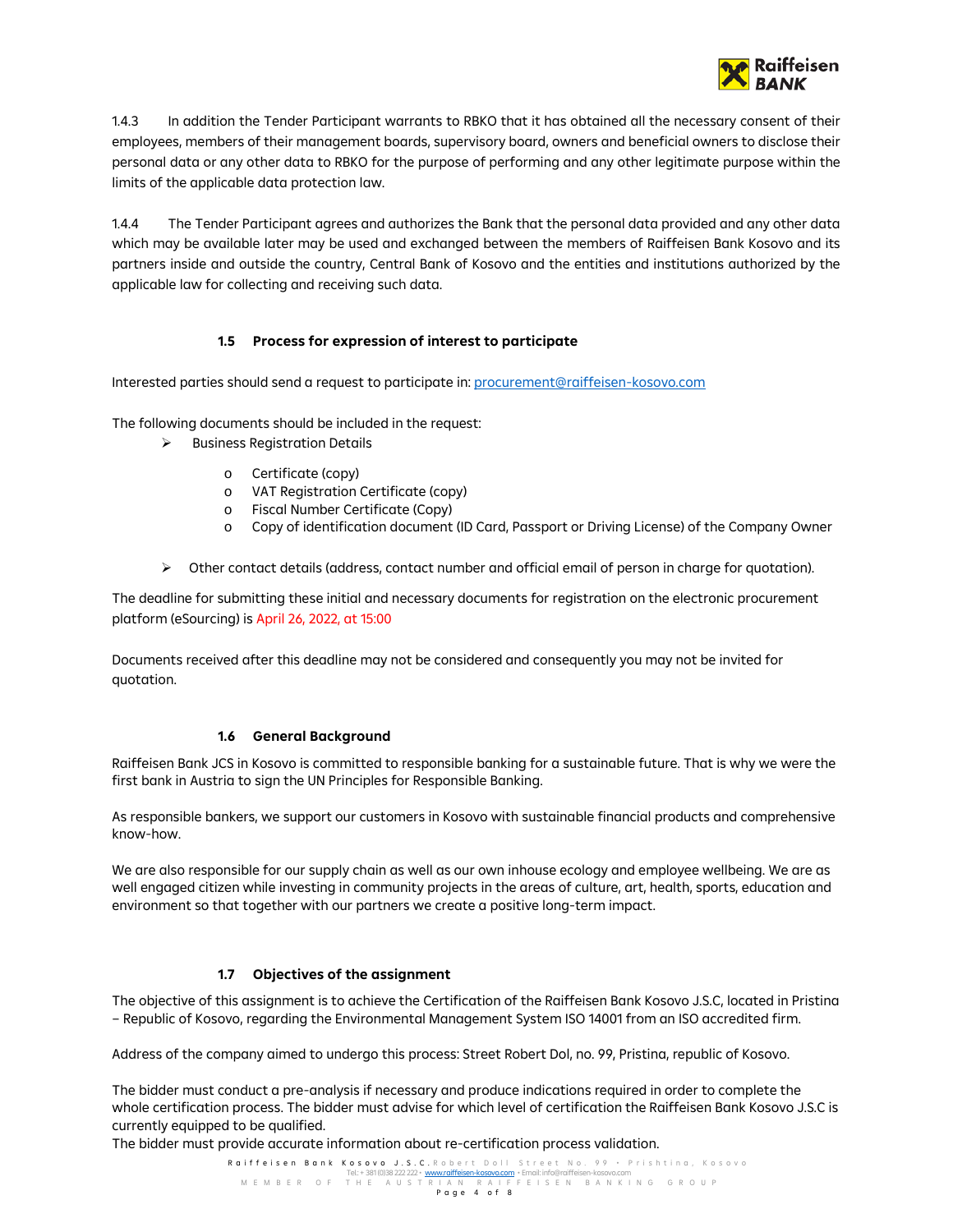1.4.3 In addition the Tender Participant warrants to RBKO that it has obtained all the necessary consent of their employees, members of their management boards, supervisory board, owners and beneficial owners to disclose their personal data or any other data to RBKO for the purpose of performing and any other legitimate purpose within the limits of the applicable data protection law.

1.4.4 The Tender Participant agrees and authorizes the Bank that the personal data provided and any other data which may be available later may be used and exchanged between the members of Raiffeisen Bank Kosovo and its partners inside and outside the country, Central Bank of Kosovo and the entities and institutions authorized by the applicable law for collecting and receiving such data.

### 1.5 Process for expression of interest to participate

Interested parties should send a request to participate in: procurement@raiffeisen-kosovo.com

The following documents should be included in the request:

- Business Registration Details
  - Certificate (copy)
  - VAT Registration Certificate (copy)
  - Fiscal Number Certificate (Copy)
  - Copy of identification document (ID Card, Passport or Driving License) of the Company Owner
- Other contact details (address, contact number and official email of person in charge for quotation).

The deadline for submitting these initial and necessary documents for registration on the electronic procurement platform (eSourcing) is April 26, 2022, at 15:00

Documents received after this deadline may not be considered and consequently you may not be invited for quotation.

### 1.6 General Background

Raiffeisen Bank JCS in Kosovo is committed to responsible banking for a sustainable future. That is why we were the first bank in Austria to sign the UN Principles for Responsible Banking.

As responsible bankers, we support our customers in Kosovo with sustainable financial products and comprehensive know-how.

We are also responsible for our supply chain as well as our own inhouse ecology and employee wellbeing. We are as well engaged citizen while investing in community projects in the areas of culture, art, health, sports, education and environment so that together with our partners we create a positive long-term impact.

### 1.7 Objectives of the assignment

The objective of this assignment is to achieve the Certification of the Raiffeisen Bank Kosovo J.S.C, located in Pristina – Republic of Kosovo, regarding the Environmental Management System ISO 14001 from an ISO accredited firm.

Address of the company aimed to undergo this process: Street Robert Dol, no. 99, Pristina, republic of Kosovo.

The bidder must conduct a pre-analysis if necessary and produce indications required in order to complete the whole certification process. The bidder must advise for which level of certification the Raiffeisen Bank Kosovo J.S.C is currently equipped to be qualified.
The bidder must provide accurate information about re-certification process validation.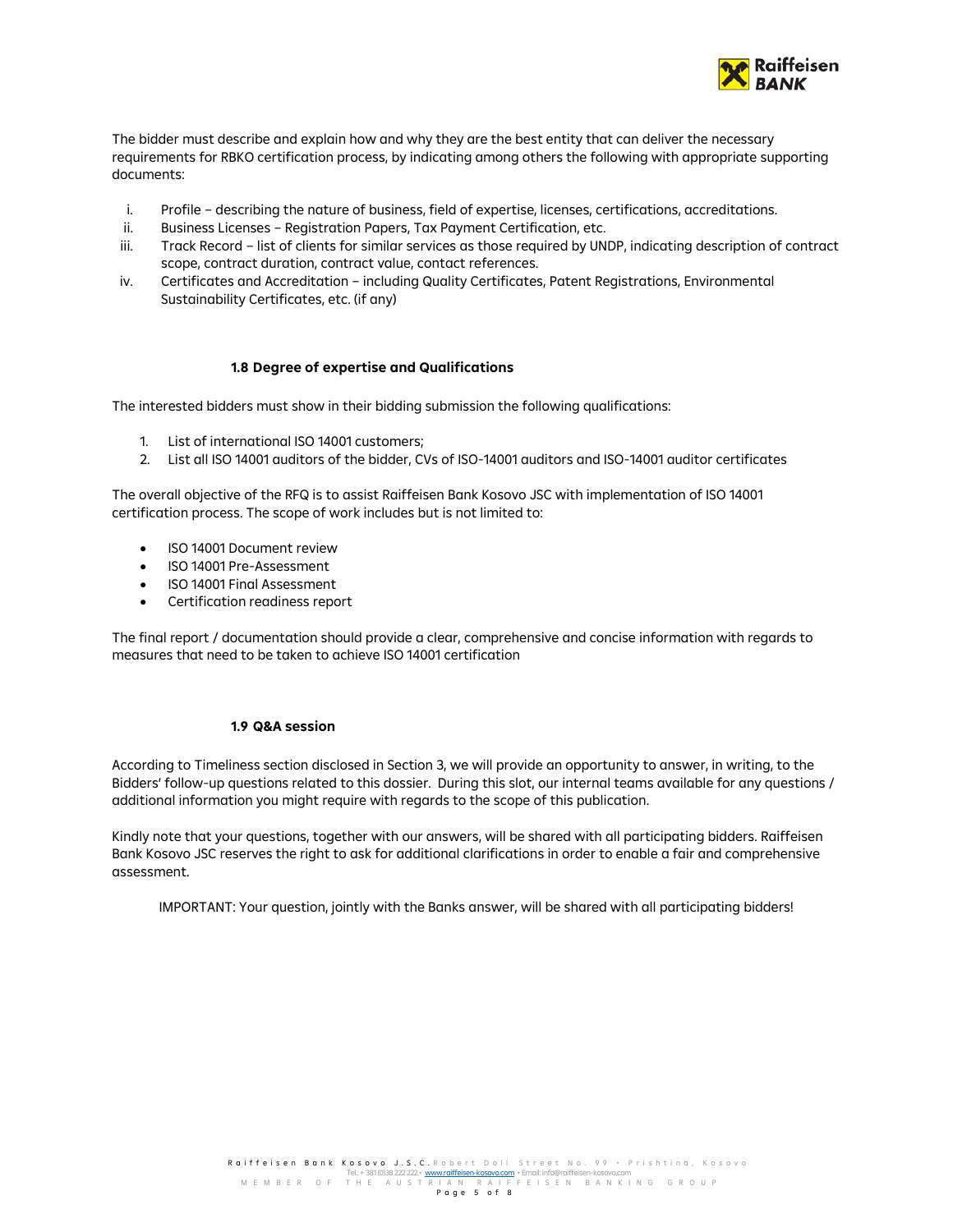The bidder must describe and explain how and why they are the best entity that can deliver the necessary requirements for RBKO certification process, by indicating among others the following with appropriate supporting documents:

i. Profile – describing the nature of business, field of expertise, licenses, certifications, accreditations.
ii. Business Licenses – Registration Papers, Tax Payment Certification, etc.
iii. Track Record – list of clients for similar services as those required by UNDP, indicating description of contract scope, contract duration, contract value, contact references.
iv. Certificates and Accreditation – including Quality Certificates, Patent Registrations, Environmental Sustainability Certificates, etc. (if any)

### 1.8 Degree of expertise and Qualifications

The interested bidders must show in their bidding submission the following qualifications:

1. List of international ISO 14001 customers;
2. List all ISO 14001 auditors of the bidder, CVs of ISO-14001 auditors and ISO-14001 auditor certificates

The overall objective of the RFQ is to assist Raiffeisen Bank Kosovo JSC with implementation of ISO 14001 certification process. The scope of work includes but is not limited to:

- ISO 14001 Document review
- ISO 14001 Pre-Assessment
- ISO 14001 Final Assessment
- Certification readiness report

The final report / documentation should provide a clear, comprehensive and concise information with regards to measures that need to be taken to achieve ISO 14001 certification

### 1.9 Q&A session

According to Timeliness section disclosed in Section 3, we will provide an opportunity to answer, in writing, to the Bidders' follow-up questions related to this dossier. During this slot, our internal teams available for any questions / additional information you might require with regards to the scope of this publication.

Kindly note that your questions, together with our answers, will be shared with all participating bidders. Raiffeisen Bank Kosovo JSC reserves the right to ask for additional clarifications in order to enable a fair and comprehensive assessment.

IMPORTANT: Your question, jointly with the Banks answer, will be shared with all participating bidders!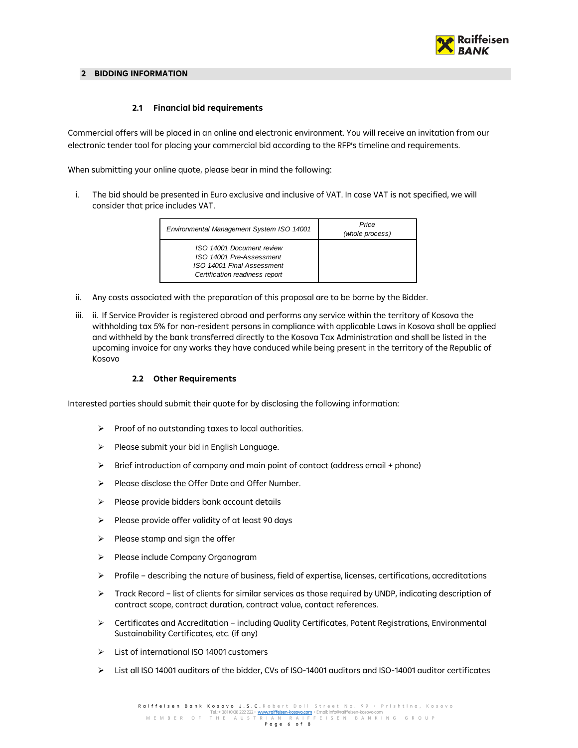## 2 BIDDING INFORMATION

### 2.1 Financial bid requirements

Commercial offers will be placed in an online and electronic environment. You will receive an invitation from our electronic tender tool for placing your commercial bid according to the RFP's timeline and requirements.

When submitting your online quote, please bear in mind the following:

i. The bid should be presented in Euro exclusive and inclusive of VAT. In case VAT is not specified, we will consider that price includes VAT.

| *Environmental Management System ISO 14001* | *Price (whole process)* |
|---|---|
| *ISO 14001 Document review*<br>*ISO 14001 Pre-Assessment*<br>*ISO 14001 Final Assessment*<br>*Certification readiness report* | |

ii. Any costs associated with the preparation of this proposal are to be borne by the Bidder.

iii. ii. If Service Provider is registered abroad and performs any service within the territory of Kosova the withholding tax 5% for non-resident persons in compliance with applicable Laws in Kosova shall be applied and withheld by the bank transferred directly to the Kosova Tax Administration and shall be listed in the upcoming invoice for any works they have conduced while being present in the territory of the Republic of Kosovo

### 2.2 Other Requirements

Interested parties should submit their quote for by disclosing the following information:

- Proof of no outstanding taxes to local authorities.
- Please submit your bid in English Language.
- Brief introduction of company and main point of contact (address email + phone)
- Please disclose the Offer Date and Offer Number.
- Please provide bidders bank account details
- Please provide offer validity of at least 90 days
- Please stamp and sign the offer
- Please include Company Organogram
- Profile – describing the nature of business, field of expertise, licenses, certifications, accreditations
- Track Record – list of clients for similar services as those required by UNDP, indicating description of contract scope, contract duration, contract value, contact references.
- Certificates and Accreditation – including Quality Certificates, Patent Registrations, Environmental Sustainability Certificates, etc. (if any)
- List of international ISO 14001 customers
- List all ISO 14001 auditors of the bidder, CVs of ISO-14001 auditors and ISO-14001 auditor certificates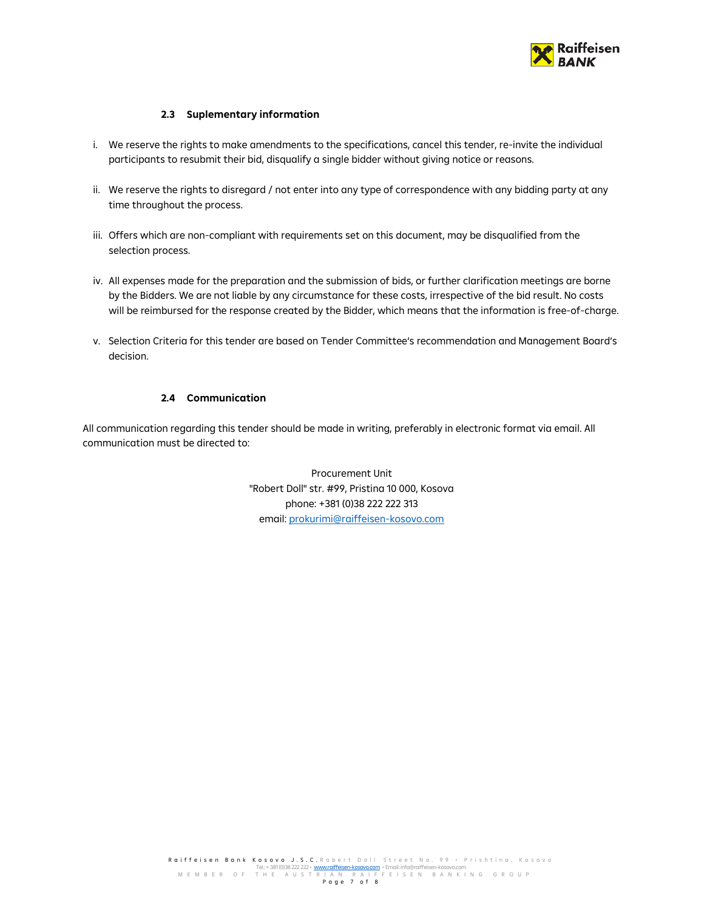### 2.3 Suplementary information

i. We reserve the rights to make amendments to the specifications, cancel this tender, re-invite the individual participants to resubmit their bid, disqualify a single bidder without giving notice or reasons.

ii. We reserve the rights to disregard / not enter into any type of correspondence with any bidding party at any time throughout the process.

iii. Offers which are non-compliant with requirements set on this document, may be disqualified from the selection process.

iv. All expenses made for the preparation and the submission of bids, or further clarification meetings are borne by the Bidders. We are not liable by any circumstance for these costs, irrespective of the bid result. No costs will be reimbursed for the response created by the Bidder, which means that the information is free-of-charge.

v. Selection Criteria for this tender are based on Tender Committee's recommendation and Management Board's decision.

### 2.4 Communication

All communication regarding this tender should be made in writing, preferably in electronic format via email. All communication must be directed to:

Procurement Unit
"Robert Doll" str. #99, Pristina 10 000, Kosova
phone: +381 (0)38 222 222 313
email: prokurimi@raiffeisen-kosovo.com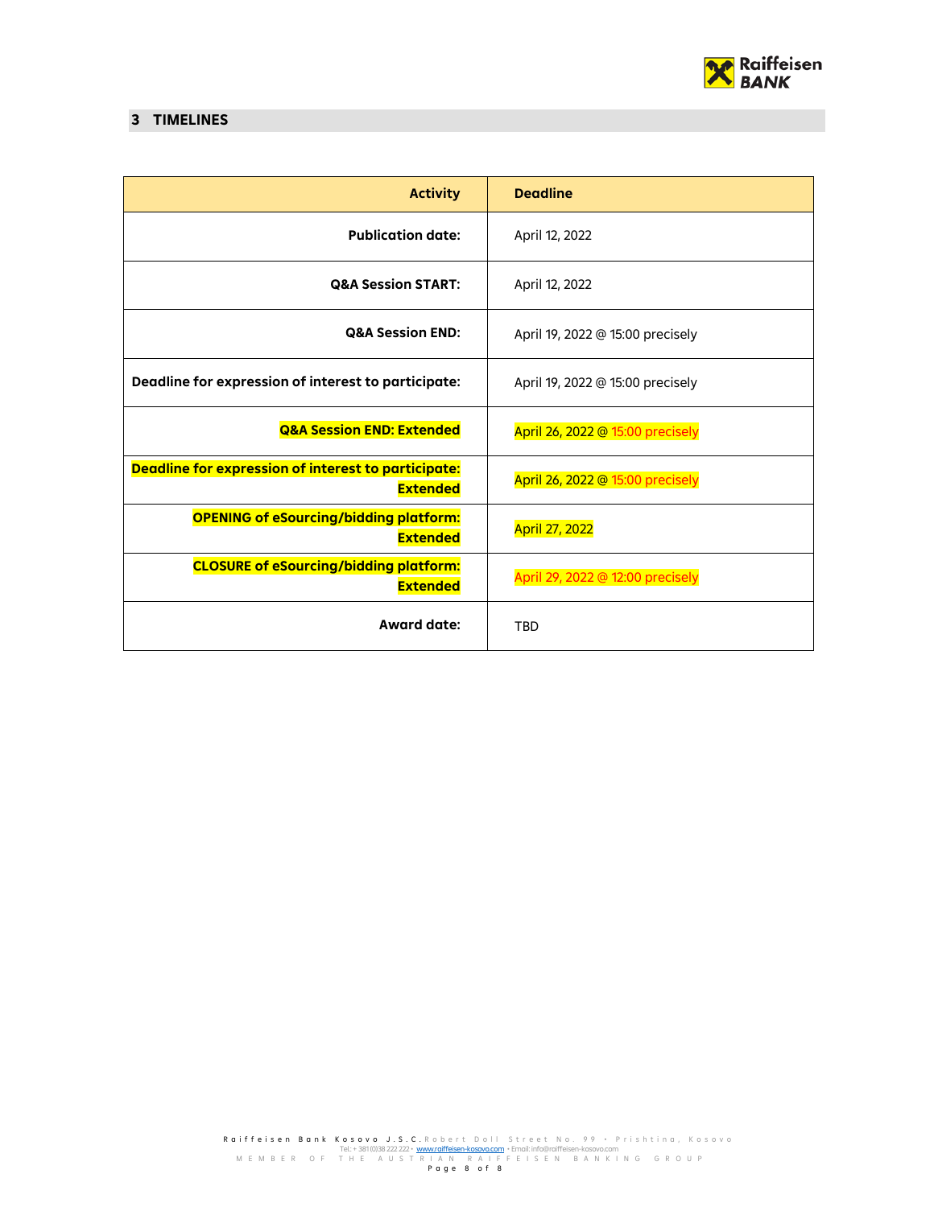## 3 TIMELINES

| Activity | Deadline |
|---|---|
| **Publication date:** | April 12, 2022 |
| **Q&A Session START:** | April 12, 2022 |
| **Q&A Session END:** | April 19, 2022 @ 15:00 precisely |
| **Deadline for expression of interest to participate:** | April 19, 2022 @ 15:00 precisely |
| **Q&A Session END: Extended** | April 26, 2022 @ 15:00 precisely |
| **Deadline for expression of interest to participate: Extended** | April 26, 2022 @ 15:00 precisely |
| **OPENING of eSourcing/bidding platform: Extended** | April 27, 2022 |
| **CLOSURE of eSourcing/bidding platform: Extended** | April 29, 2022 @ 12:00 precisely |
| **Award date:** | TBD |